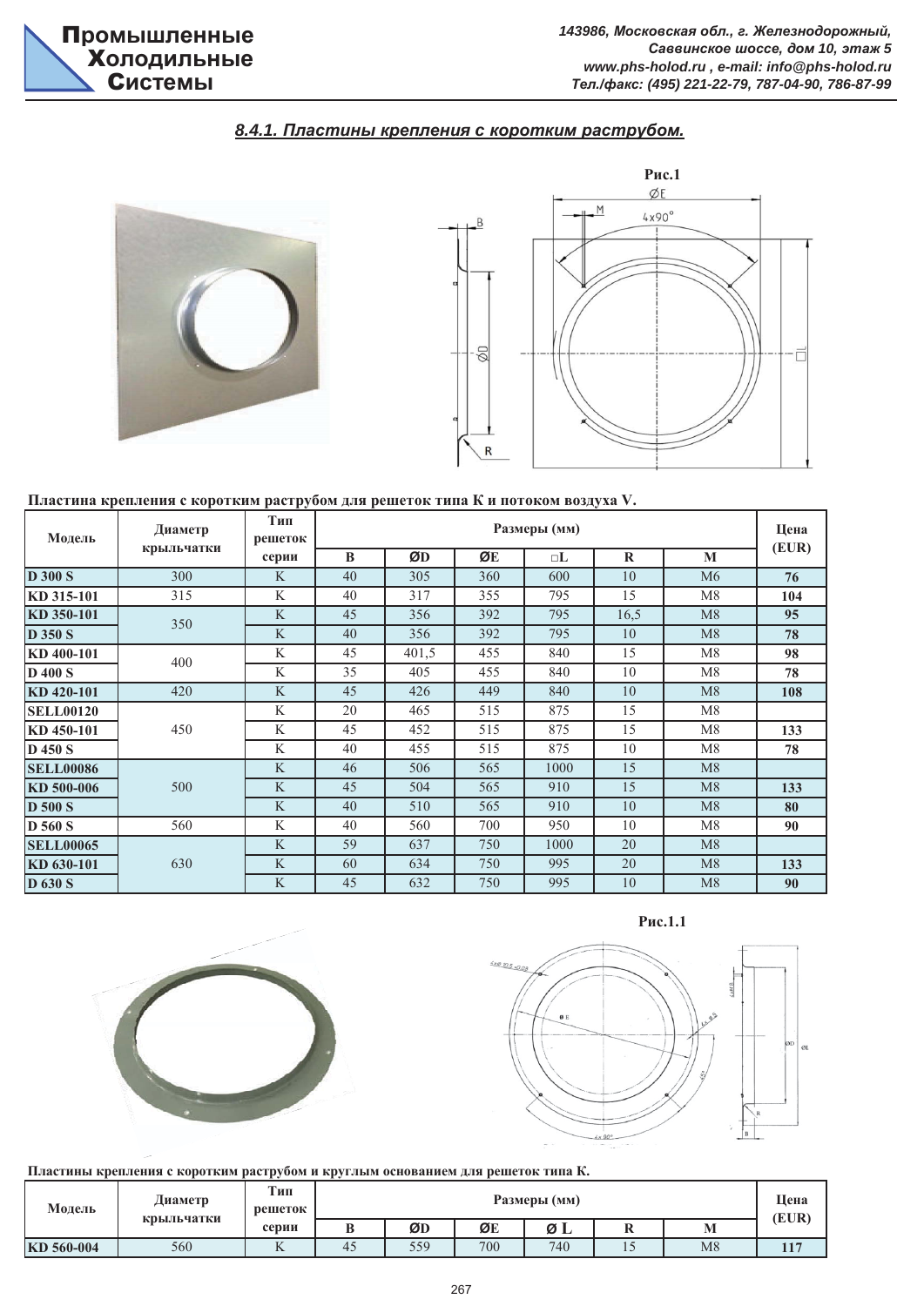## 8.4.1. Пластины крепления с коротким раструбом.

Рис.1

Пластина крепления с коротким раструбом для решеток типа К и потоком воздуха V.

| Модель | Диаметр крыльчатки | Тип решеток серии | Размеры (мм) | | | | | | Цена (EUR) |
|---|---|---|---|---|---|---|---|---|---|
| | | | B | ØD | ØE | □L | R | M | |
| D 300 S | 300 | K | 40 | 305 | 360 | 600 | 10 | M6 | 76 |
| KD 315-101 | 315 | K | 40 | 317 | 355 | 795 | 15 | M8 | 104 |
| KD 350-101 | 350 | K | 45 | 356 | 392 | 795 | 16,5 | M8 | 95 |
| D 350 S | | K | 40 | 356 | 392 | 795 | 10 | M8 | 78 |
| KD 400-101 | 400 | K | 45 | 401,5 | 455 | 840 | 15 | M8 | 98 |
| D 400 S | | K | 35 | 405 | 455 | 840 | 10 | M8 | 78 |
| KD 420-101 | 420 | K | 45 | 426 | 449 | 840 | 10 | M8 | 108 |
| SELL00120 | 450 | K | 20 | 465 | 515 | 875 | 15 | M8 | |
| KD 450-101 | | K | 45 | 452 | 515 | 875 | 15 | M8 | 133 |
| D 450 S | | K | 40 | 455 | 515 | 875 | 10 | M8 | 78 |
| SELL00086 | 500 | K | 46 | 506 | 565 | 1000 | 15 | M8 | |
| KD 500-006 | | K | 45 | 504 | 565 | 910 | 15 | M8 | 133 |
| D 500 S | | K | 40 | 510 | 565 | 910 | 10 | M8 | 80 |
| D 560 S | 560 | K | 40 | 560 | 700 | 950 | 10 | M8 | 90 |
| SELL00065 | 630 | K | 59 | 637 | 750 | 1000 | 20 | M8 | |
| KD 630-101 | | K | 60 | 634 | 750 | 995 | 20 | M8 | 133 |
| D 630 S | | K | 45 | 632 | 750 | 995 | 10 | M8 | 90 |

Рис.1.1

Пластины крепления с коротким раструбом и круглым основанием для решеток типа К.

| Модель | Диаметр крыльчатки | Тип решеток серии | Размеры (мм) | | | | | | Цена (EUR) |
|---|---|---|---|---|---|---|---|---|---|
| | | | B | ØD | ØE | Ø L | R | M | |
| KD 560-004 | 560 | K | 45 | 559 | 700 | 740 | 15 | M8 | 117 |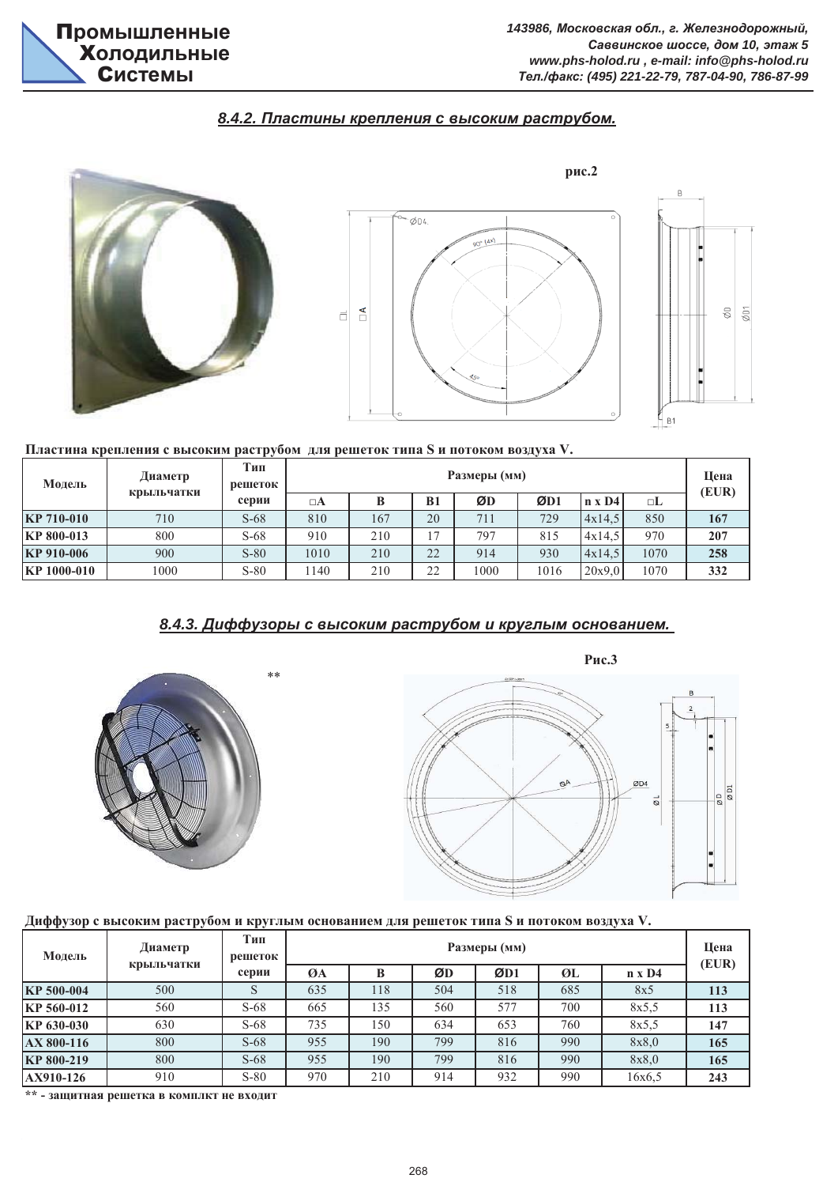## 8.4.2. Пластины крепления с высоким раструбом.

рис.2

**Пластина крепления с высоким раструбом для решеток типа S и потоком воздуха V.**

| Модель | Диаметр крыльчатки | Тип решеток серии | Размеры (мм) | | | | | | | Цена (EUR) |
|---|---|---|---|---|---|---|---|---|---|---|
| | | | □A | B | B1 | ØD | ØD1 | n x D4 | □L | |
| **KP 710-010** | 710 | S-68 | 810 | 167 | 20 | 711 | 729 | 4x14,5 | 850 | **167** |
| **KP 800-013** | 800 | S-68 | 910 | 210 | 17 | 797 | 815 | 4x14,5 | 970 | **207** |
| **KP 910-006** | 900 | S-80 | 1010 | 210 | 22 | 914 | 930 | 4x14,5 | 1070 | **258** |
| **KP 1000-010** | 1000 | S-80 | 1140 | 210 | 22 | 1000 | 1016 | 20x9,0 | 1070 | **332** |

## 8.4.3. Диффузоры с высоким раструбом и круглым основанием.

**

Рис.3

**Диффузор с высоким раструбом и круглым основанием для решеток типа S и потоком воздуха V.**

| Модель | Диаметр крыльчатки | Тип решеток серии | Размеры (мм) | | | | | | Цена (EUR) |
|---|---|---|---|---|---|---|---|---|---|
| | | | ØA | B | ØD | ØD1 | ØL | n x D4 | |
| **KP 500-004** | 500 | S | 635 | 118 | 504 | 518 | 685 | 8x5 | **113** |
| **KP 560-012** | 560 | S-68 | 665 | 135 | 560 | 577 | 700 | 8x5,5 | **113** |
| **KP 630-030** | 630 | S-68 | 735 | 150 | 634 | 653 | 760 | 8x5,5 | **147** |
| **AX 800-116** | 800 | S-68 | 955 | 190 | 799 | 816 | 990 | 8x8,0 | **165** |
| **KP 800-219** | 800 | S-68 | 955 | 190 | 799 | 816 | 990 | 8x8,0 | **165** |
| **AX910-126** | 910 | S-80 | 970 | 210 | 914 | 932 | 990 | 16x6,5 | **243** |

**\*\* - защитная решетка в комплкт не входит**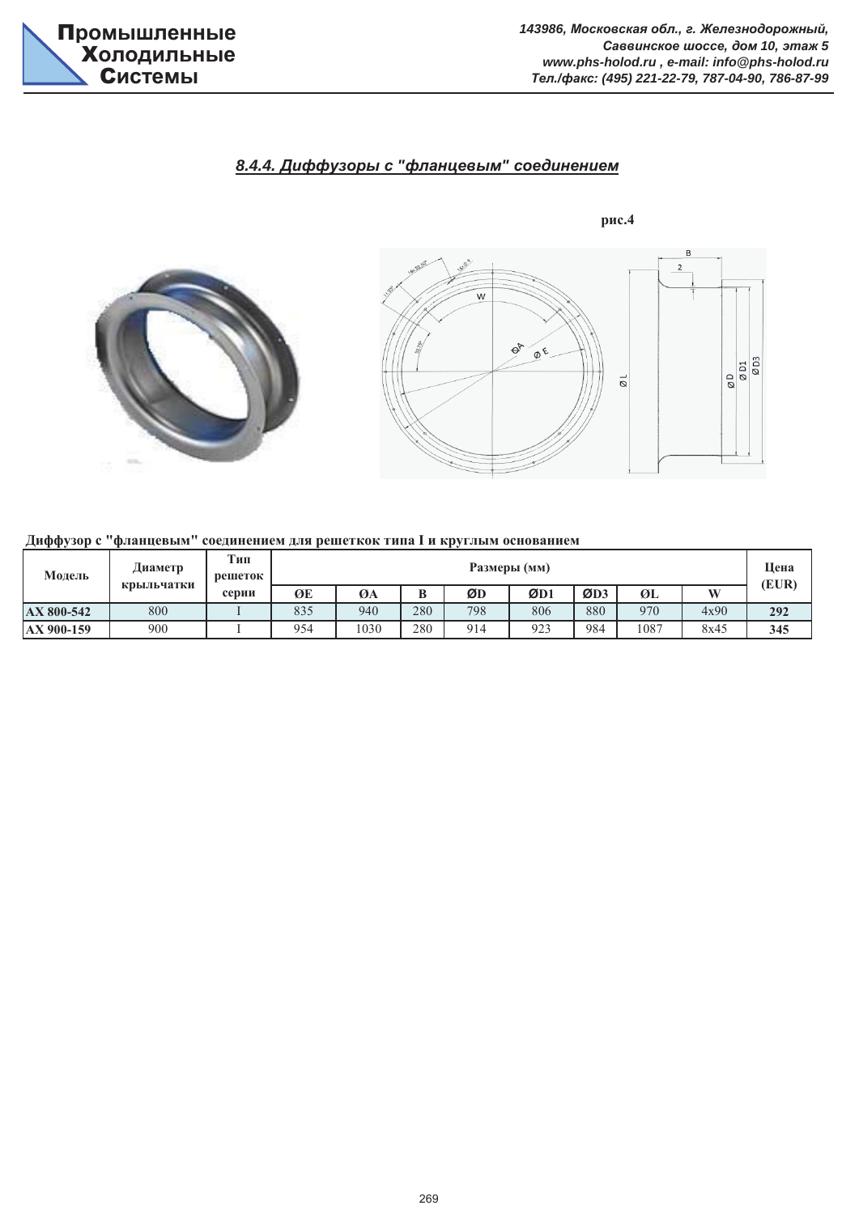## 8.4.4. Диффузоры с "фланцевым" соединением

рис.4

**Диффузор с "фланцевым" соединением для решеток типа I и круглым основанием**

| Модель | Диаметр крыльчатки | Тип решеток серии | Размеры (мм) | | | | | | | | Цена (EUR) |
|---|---|---|---|---|---|---|---|---|---|---|---|
| | | | ØE | ØA | B | ØD | ØD1 | ØD3 | ØL | W | |
| **AX 800-542** | 800 | I | 835 | 940 | 280 | 798 | 806 | 880 | 970 | 4x90 | **292** |
| **AX 900-159** | 900 | I | 954 | 1030 | 280 | 914 | 923 | 984 | 1087 | 8x45 | **345** |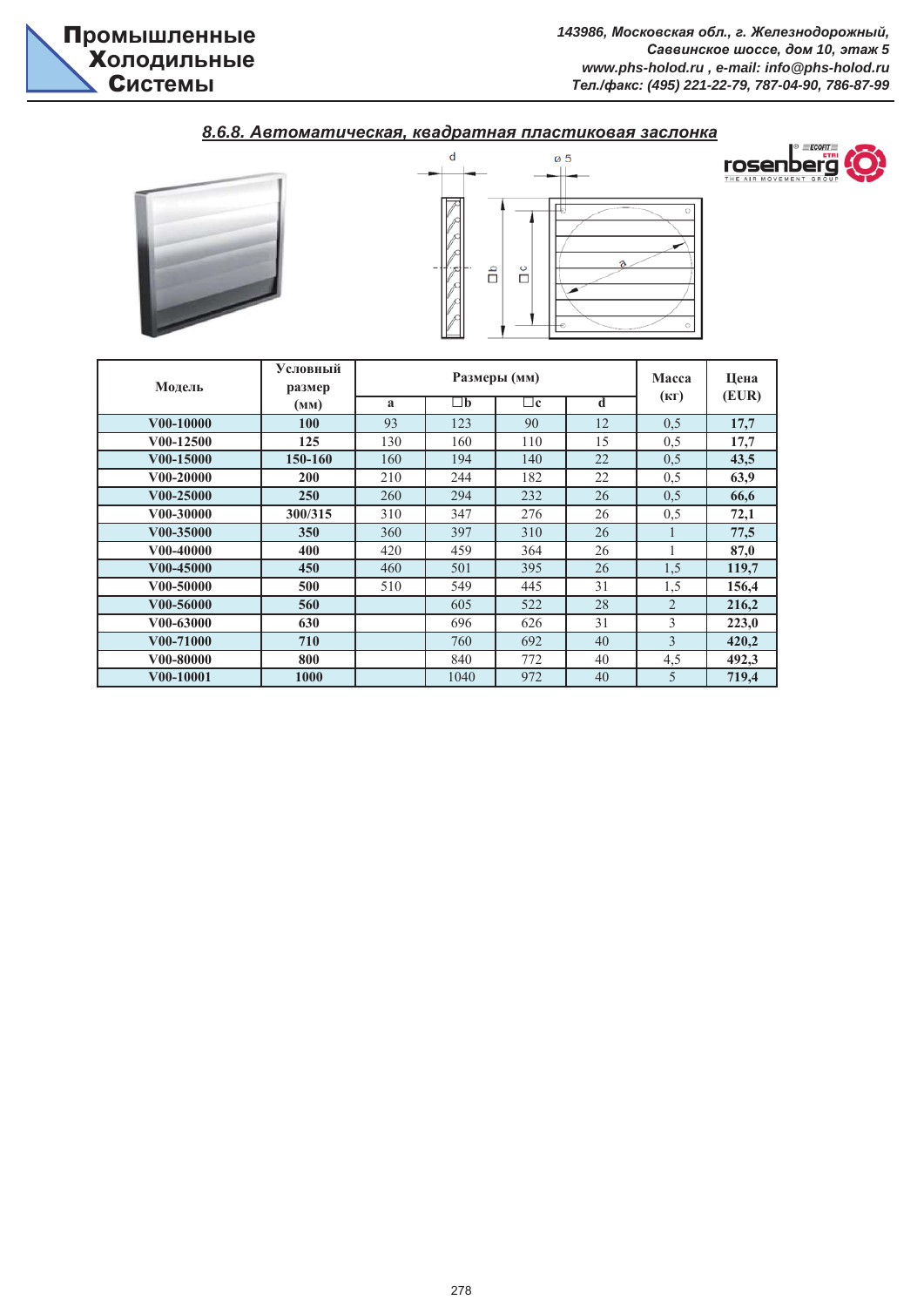## 8.6.8. Автоматическая, квадратная пластиковая заслонка

| Модель | Условный размер (мм) | Размеры (мм) | | | | Масса (кг) | Цена (EUR) |
|---|---|---|---|---|---|---|---|
| | | a | □b | □c | d | | |
| V00-10000 | 100 | 93 | 123 | 90 | 12 | 0,5 | 17,7 |
| V00-12500 | 125 | 130 | 160 | 110 | 15 | 0,5 | 17,7 |
| V00-15000 | 150-160 | 160 | 194 | 140 | 22 | 0,5 | 43,5 |
| V00-20000 | 200 | 210 | 244 | 182 | 22 | 0,5 | 63,9 |
| V00-25000 | 250 | 260 | 294 | 232 | 26 | 0,5 | 66,6 |
| V00-30000 | 300/315 | 310 | 347 | 276 | 26 | 0,5 | 72,1 |
| V00-35000 | 350 | 360 | 397 | 310 | 26 | 1 | 77,5 |
| V00-40000 | 400 | 420 | 459 | 364 | 26 | 1 | 87,0 |
| V00-45000 | 450 | 460 | 501 | 395 | 26 | 1,5 | 119,7 |
| V00-50000 | 500 | 510 | 549 | 445 | 31 | 1,5 | 156,4 |
| V00-56000 | 560 | | 605 | 522 | 28 | 2 | 216,2 |
| V00-63000 | 630 | | 696 | 626 | 31 | 3 | 223,0 |
| V00-71000 | 710 | | 760 | 692 | 40 | 3 | 420,2 |
| V00-80000 | 800 | | 840 | 772 | 40 | 4,5 | 492,3 |
| V00-10001 | 1000 | | 1040 | 972 | 40 | 5 | 719,4 |